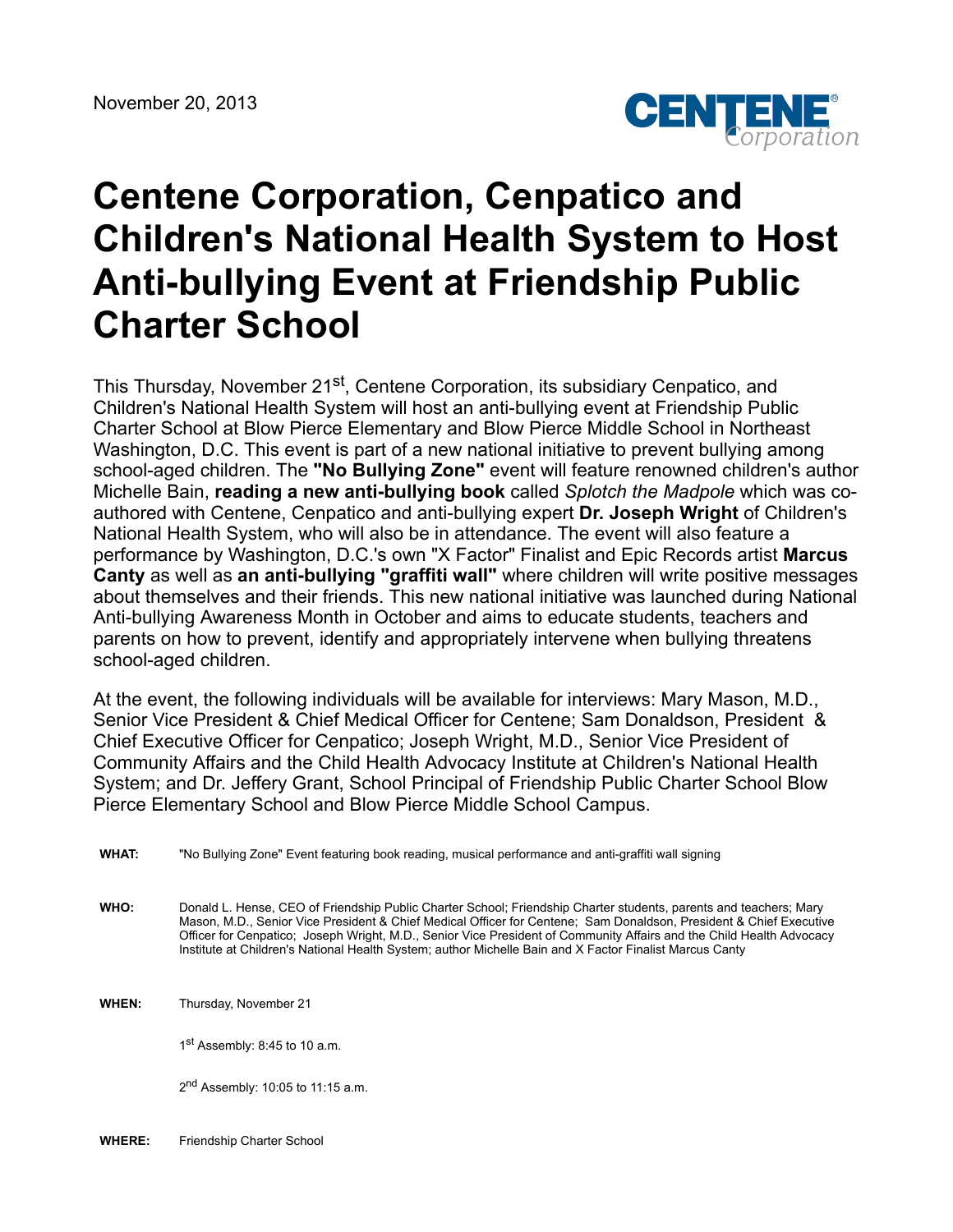November 20, 2013

CENTENE Corporation

# Centene Corporation, Cenpatico and Children's National Health System to Host Anti-bullying Event at Friendship Public Charter School

This Thursday, November 21st, Centene Corporation, its subsidiary Cenpatico, and Children's National Health System will host an anti-bullying event at Friendship Public Charter School at Blow Pierce Elementary and Blow Pierce Middle School in Northeast Washington, D.C. This event is part of a new national initiative to prevent bullying among school-aged children. The **"No Bullying Zone"** event will feature renowned children's author Michelle Bain, **reading a new anti-bullying book** called *Splotch the Madpole* which was co-authored with Centene, Cenpatico and anti-bullying expert **Dr. Joseph Wright** of Children's National Health System, who will also be in attendance. The event will also feature a performance by Washington, D.C.'s own "X Factor" Finalist and Epic Records artist **Marcus Canty** as well as **an anti-bullying "graffiti wall"** where children will write positive messages about themselves and their friends. This new national initiative was launched during National Anti-bullying Awareness Month in October and aims to educate students, teachers and parents on how to prevent, identify and appropriately intervene when bullying threatens school-aged children.

At the event, the following individuals will be available for interviews: Mary Mason, M.D., Senior Vice President & Chief Medical Officer for Centene; Sam Donaldson, President & Chief Executive Officer for Cenpatico; Joseph Wright, M.D., Senior Vice President of Community Affairs and the Child Health Advocacy Institute at Children's National Health System; and Dr. Jeffery Grant, School Principal of Friendship Public Charter School Blow Pierce Elementary School and Blow Pierce Middle School Campus.

**WHAT:** "No Bullying Zone" Event featuring book reading, musical performance and anti-graffiti wall signing

**WHO:** Donald L. Hense, CEO of Friendship Public Charter School; Friendship Charter students, parents and teachers; Mary Mason, M.D., Senior Vice President & Chief Medical Officer for Centene; Sam Donaldson, President & Chief Executive Officer for Cenpatico; Joseph Wright, M.D., Senior Vice President of Community Affairs and the Child Health Advocacy Institute at Children's National Health System; author Michelle Bain and X Factor Finalist Marcus Canty

**WHEN:** Thursday, November 21

1st Assembly: 8:45 to 10 a.m.

2nd Assembly: 10:05 to 11:15 a.m.

**WHERE:** Friendship Charter School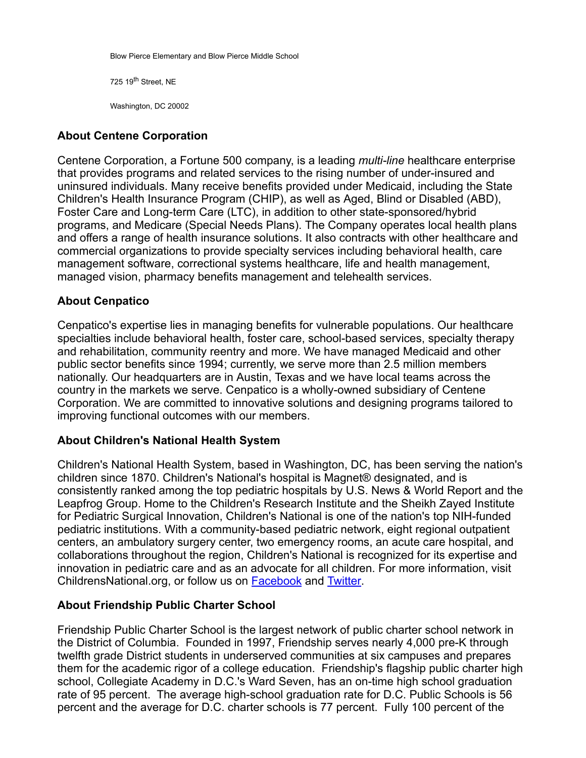Blow Pierce Elementary and Blow Pierce Middle School

725 19th Street, NE

Washington, DC 20002

## About Centene Corporation

Centene Corporation, a Fortune 500 company, is a leading *multi-line* healthcare enterprise that provides programs and related services to the rising number of under-insured and uninsured individuals. Many receive benefits provided under Medicaid, including the State Children's Health Insurance Program (CHIP), as well as Aged, Blind or Disabled (ABD), Foster Care and Long-term Care (LTC), in addition to other state-sponsored/hybrid programs, and Medicare (Special Needs Plans). The Company operates local health plans and offers a range of health insurance solutions. It also contracts with other healthcare and commercial organizations to provide specialty services including behavioral health, care management software, correctional systems healthcare, life and health management, managed vision, pharmacy benefits management and telehealth services.

## About Cenpatico

Cenpatico's expertise lies in managing benefits for vulnerable populations. Our healthcare specialties include behavioral health, foster care, school-based services, specialty therapy and rehabilitation, community reentry and more. We have managed Medicaid and other public sector benefits since 1994; currently, we serve more than 2.5 million members nationally. Our headquarters are in Austin, Texas and we have local teams across the country in the markets we serve. Cenpatico is a wholly-owned subsidiary of Centene Corporation. We are committed to innovative solutions and designing programs tailored to improving functional outcomes with our members.

## About Children's National Health System

Children's National Health System, based in Washington, DC, has been serving the nation's children since 1870. Children's National's hospital is Magnet® designated, and is consistently ranked among the top pediatric hospitals by U.S. News & World Report and the Leapfrog Group. Home to the Children's Research Institute and the Sheikh Zayed Institute for Pediatric Surgical Innovation, Children's National is one of the nation's top NIH-funded pediatric institutions. With a community-based pediatric network, eight regional outpatient centers, an ambulatory surgery center, two emergency rooms, an acute care hospital, and collaborations throughout the region, Children's National is recognized for its expertise and innovation in pediatric care and as an advocate for all children. For more information, visit ChildrensNational.org, or follow us on [Facebook] and [Twitter].

## About Friendship Public Charter School

Friendship Public Charter School is the largest network of public charter school network in the District of Columbia. Founded in 1997, Friendship serves nearly 4,000 pre-K through twelfth grade District students in underserved communities at six campuses and prepares them for the academic rigor of a college education. Friendship's flagship public charter high school, Collegiate Academy in D.C.'s Ward Seven, has an on-time high school graduation rate of 95 percent. The average high-school graduation rate for D.C. Public Schools is 56 percent and the average for D.C. charter schools is 77 percent. Fully 100 percent of the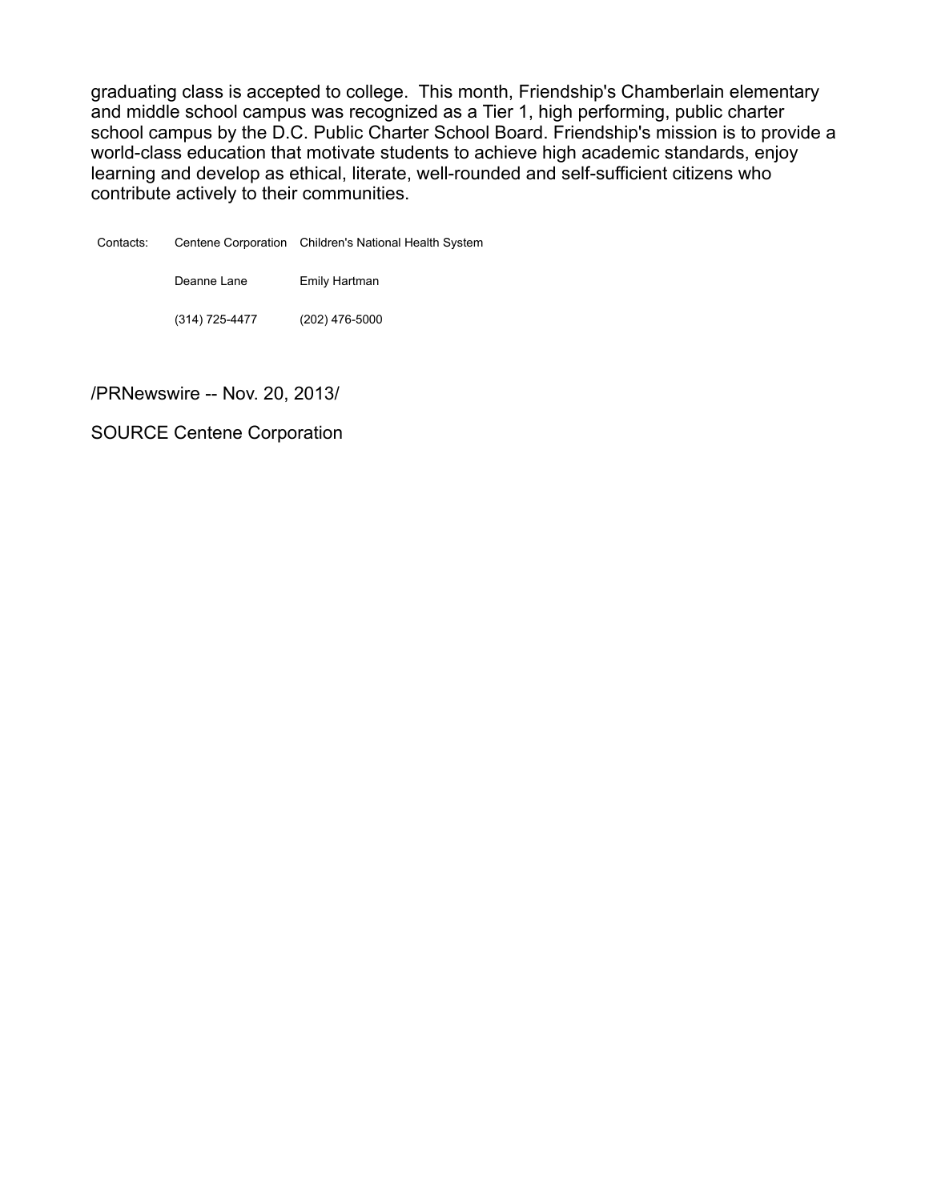graduating class is accepted to college.  This month, Friendship's Chamberlain elementary and middle school campus was recognized as a Tier 1, high performing, public charter school campus by the D.C. Public Charter School Board. Friendship's mission is to provide a world-class education that motivate students to achieve high academic standards, enjoy learning and develop as ethical, literate, well-rounded and self-sufficient citizens who contribute actively to their communities.

| | | |
|---|---|---|
| Contacts: | Centene Corporation | Children's National Health System |
| | Deanne Lane | Emily Hartman |
| | (314) 725-4477 | (202) 476-5000 |

/PRNewswire -- Nov. 20, 2013/

SOURCE Centene Corporation